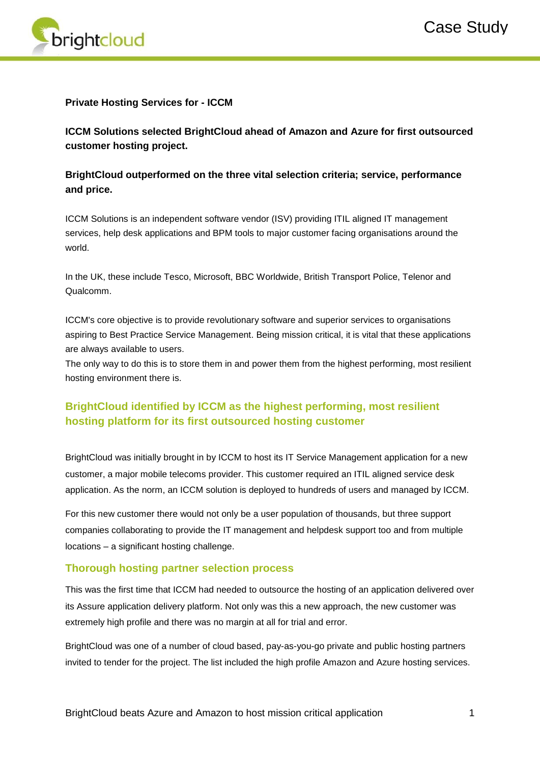**Private Hosting Services for - ICCM**

**ICCM Solutions selected BrightCloud ahead of Amazon and Azure for first outsourced customer hosting project.**

**BrightCloud outperformed on the three vital selection criteria; service, performance and price.**

ICCM Solutions is an independent software vendor (ISV) providing ITIL aligned IT management services, help desk applications and BPM tools to major customer facing organisations around the world.

In the UK, these include Tesco, Microsoft, BBC Worldwide, British Transport Police, Telenor and Qualcomm.

ICCM's core objective is to provide revolutionary software and superior services to organisations aspiring to Best Practice Service Management. Being mission critical, it is vital that these applications are always available to users.
The only way to do this is to store them in and power them from the highest performing, most resilient hosting environment there is.

## BrightCloud identified by ICCM as the highest performing, most resilient hosting platform for its first outsourced hosting customer

BrightCloud was initially brought in by ICCM to host its IT Service Management application for a new customer, a major mobile telecoms provider. This customer required an ITIL aligned service desk application. As the norm, an ICCM solution is deployed to hundreds of users and managed by ICCM.

For this new customer there would not only be a user population of thousands, but three support companies collaborating to provide the IT management and helpdesk support too and from multiple locations – a significant hosting challenge.

## Thorough hosting partner selection process

This was the first time that ICCM had needed to outsource the hosting of an application delivered over its Assure application delivery platform. Not only was this a new approach, the new customer was extremely high profile and there was no margin at all for trial and error.

BrightCloud was one of a number of cloud based, pay-as-you-go private and public hosting partners invited to tender for the project. The list included the high profile Amazon and Azure hosting services.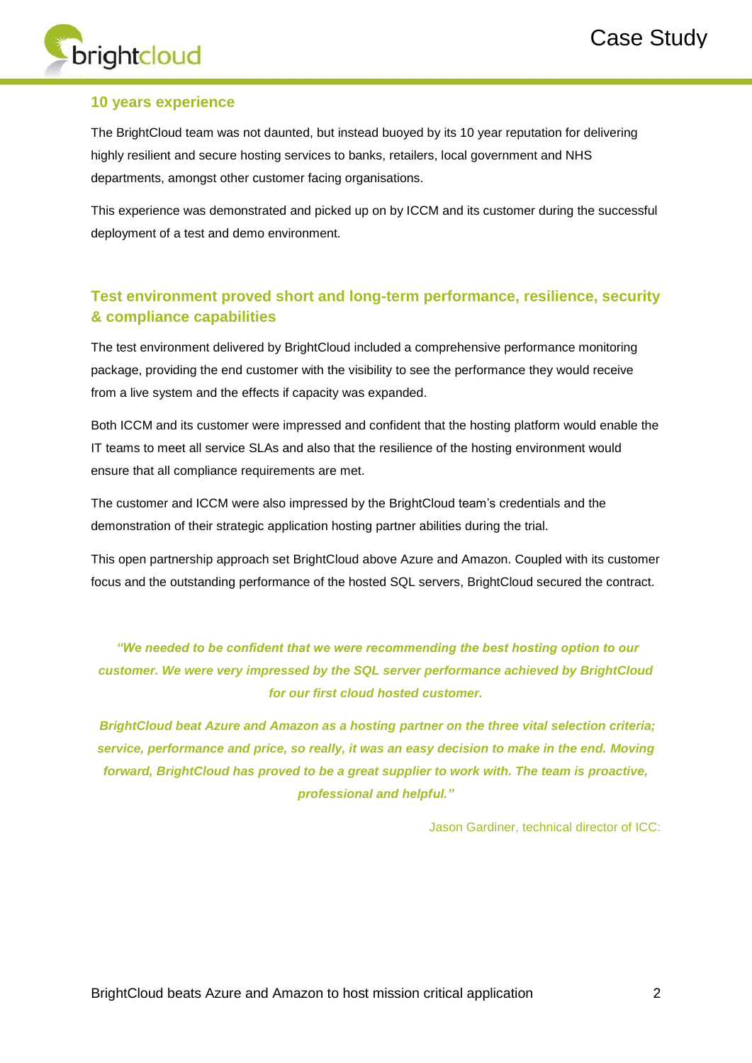## 10 years experience

The BrightCloud team was not daunted, but instead buoyed by its 10 year reputation for delivering highly resilient and secure hosting services to banks, retailers, local government and NHS departments, amongst other customer facing organisations.

This experience was demonstrated and picked up on by ICCM and its customer during the successful deployment of a test and demo environment.

## Test environment proved short and long-term performance, resilience, security & compliance capabilities

The test environment delivered by BrightCloud included a comprehensive performance monitoring package, providing the end customer with the visibility to see the performance they would receive from a live system and the effects if capacity was expanded.

Both ICCM and its customer were impressed and confident that the hosting platform would enable the IT teams to meet all service SLAs and also that the resilience of the hosting environment would ensure that all compliance requirements are met.

The customer and ICCM were also impressed by the BrightCloud team's credentials and the demonstration of their strategic application hosting partner abilities during the trial.

This open partnership approach set BrightCloud above Azure and Amazon. Coupled with its customer focus and the outstanding performance of the hosted SQL servers, BrightCloud secured the contract.

***"We needed to be confident that we were recommending the best hosting option to our customer. We were very impressed by the SQL server performance achieved by BrightCloud for our first cloud hosted customer.***

***BrightCloud beat Azure and Amazon as a hosting partner on the three vital selection criteria; service, performance and price, so really, it was an easy decision to make in the end. Moving forward, BrightCloud has proved to be a great supplier to work with. The team is proactive, professional and helpful."***

Jason Gardiner, technical director of ICC: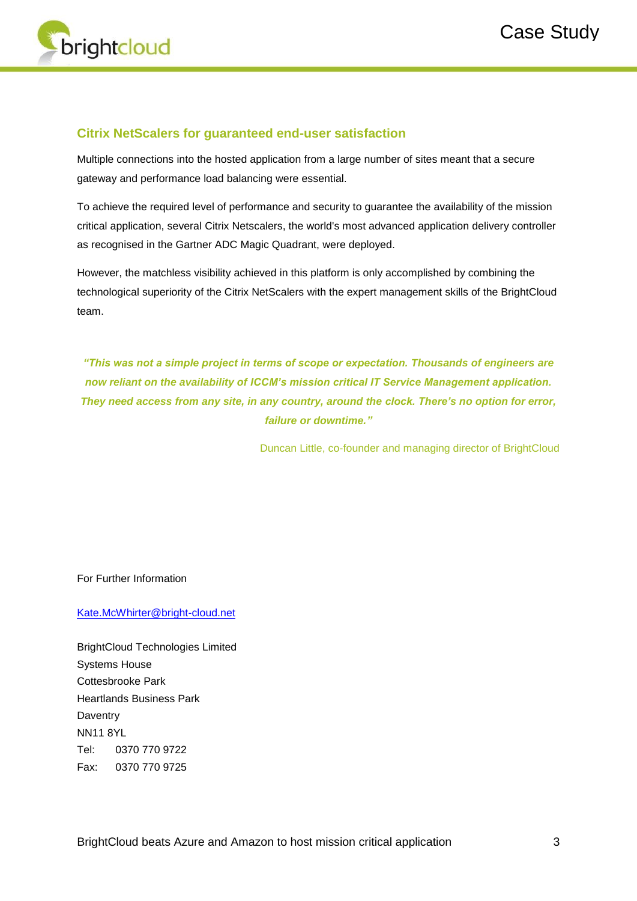## Citrix NetScalers for guaranteed end-user satisfaction

Multiple connections into the hosted application from a large number of sites meant that a secure gateway and performance load balancing were essential.

To achieve the required level of performance and security to guarantee the availability of the mission critical application, several Citrix Netscalers, the world's most advanced application delivery controller as recognised in the Gartner ADC Magic Quadrant, were deployed.

However, the matchless visibility achieved in this platform is only accomplished by combining the technological superiority of the Citrix NetScalers with the expert management skills of the BrightCloud team.

> ***"This was not a simple project in terms of scope or expectation. Thousands of engineers are now reliant on the availability of ICCM's mission critical IT Service Management application. They need access from any site, in any country, around the clock. There's no option for error, failure or downtime."***
>
> Duncan Little, co-founder and managing director of BrightCloud

For Further Information

Kate.McWhirter@bright-cloud.net

BrightCloud Technologies Limited
Systems House
Cottesbrooke Park
Heartlands Business Park
Daventry
NN11 8YL
Tel: 0370 770 9722
Fax: 0370 770 9725